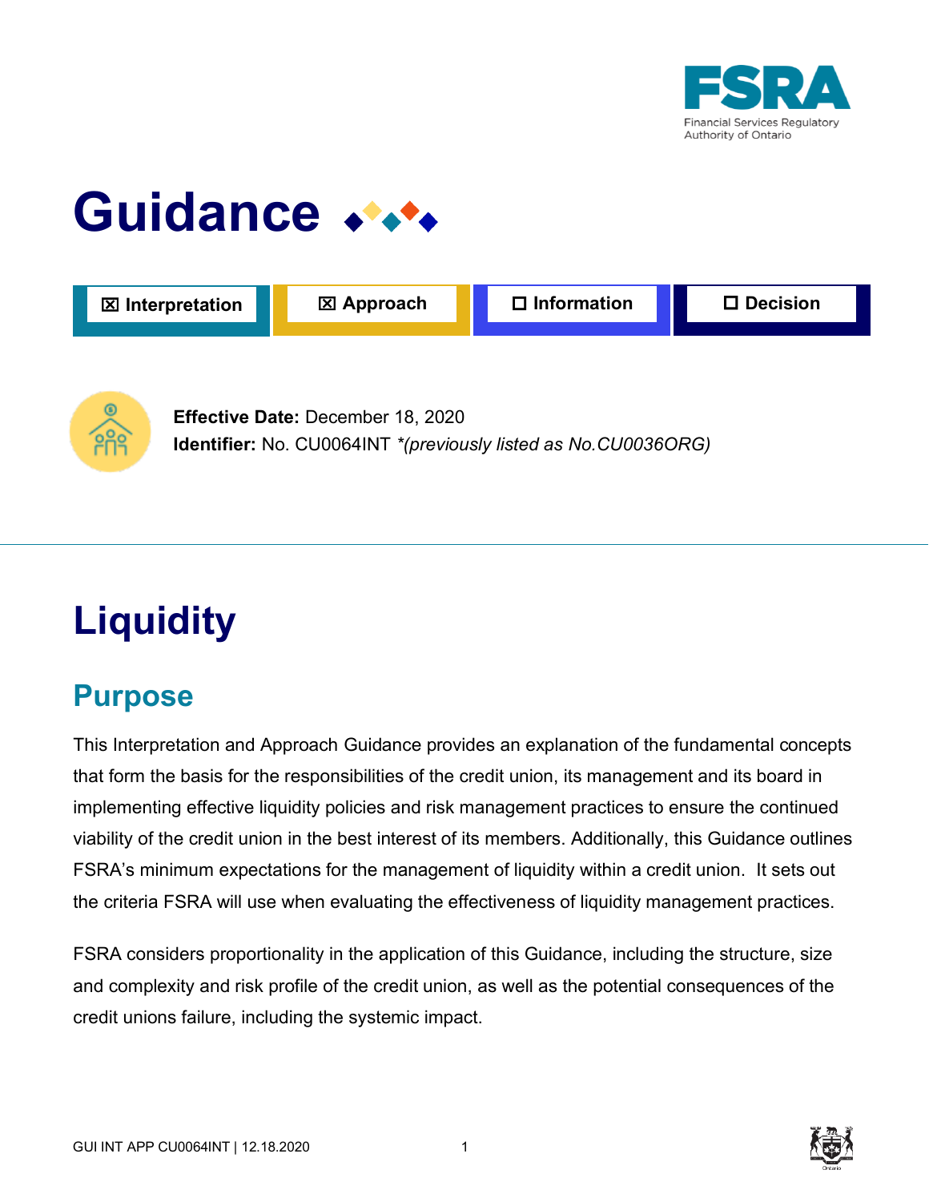# Guidance

☒ Interpretation ☒ Approach ☐ Information ☐ Decision

**Effective Date:** December 18, 2020
**Identifier:** No. CU0064INT *(previously listed as No.CU0036ORG)*

# Liquidity

## Purpose

This Interpretation and Approach Guidance provides an explanation of the fundamental concepts that form the basis for the responsibilities of the credit union, its management and its board in implementing effective liquidity policies and risk management practices to ensure the continued viability of the credit union in the best interest of its members. Additionally, this Guidance outlines FSRA's minimum expectations for the management of liquidity within a credit union. It sets out the criteria FSRA will use when evaluating the effectiveness of liquidity management practices.

FSRA considers proportionality in the application of this Guidance, including the structure, size and complexity and risk profile of the credit union, as well as the potential consequences of the credit unions failure, including the systemic impact.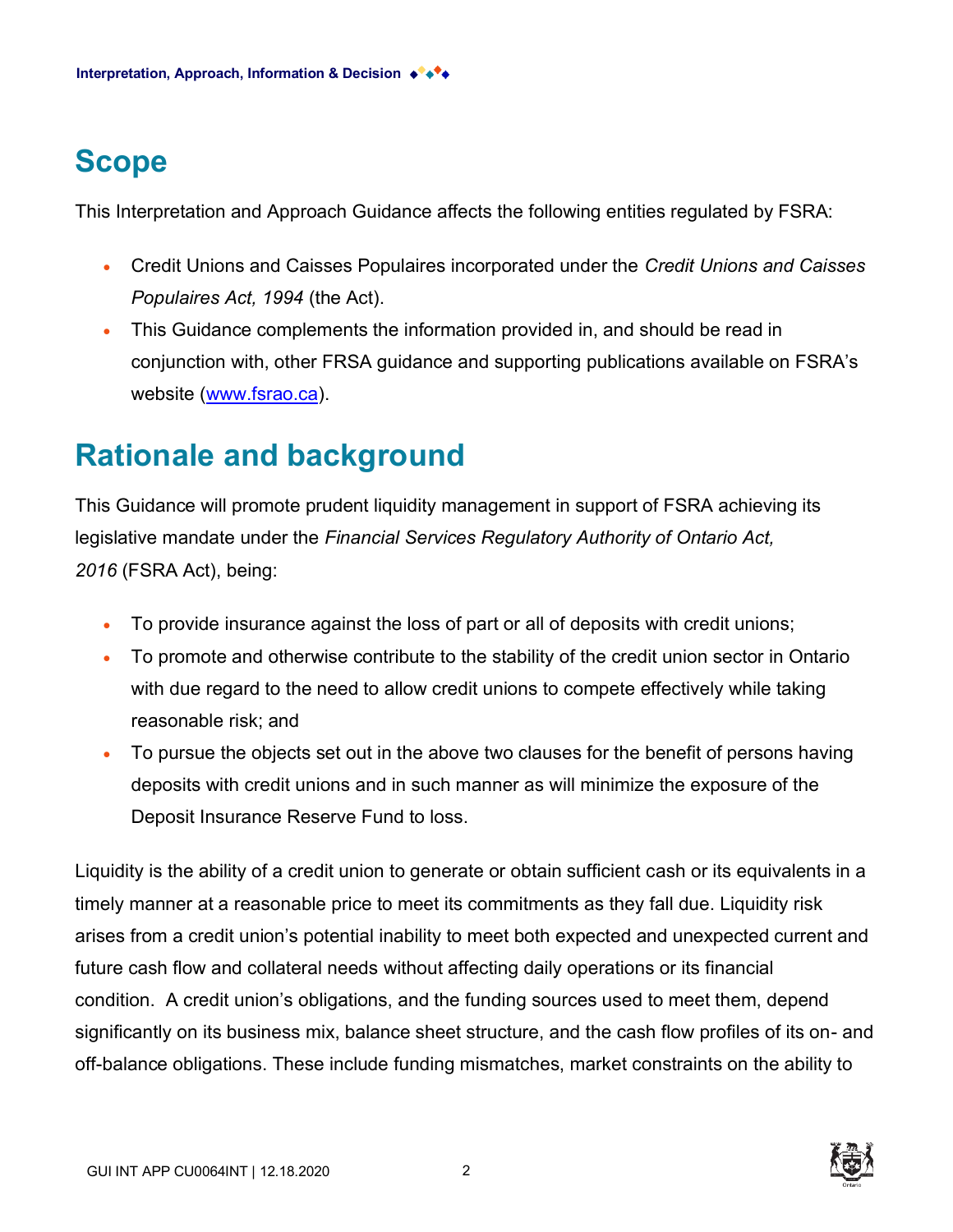## Scope

This Interpretation and Approach Guidance affects the following entities regulated by FSRA:

- Credit Unions and Caisses Populaires incorporated under the *Credit Unions and Caisses Populaires Act, 1994* (the Act).
- This Guidance complements the information provided in, and should be read in conjunction with, other FRSA guidance and supporting publications available on FSRA's website (www.fsrao.ca).

## Rationale and background

This Guidance will promote prudent liquidity management in support of FSRA achieving its legislative mandate under the *Financial Services Regulatory Authority of Ontario Act, 2016* (FSRA Act), being:

- To provide insurance against the loss of part or all of deposits with credit unions;
- To promote and otherwise contribute to the stability of the credit union sector in Ontario with due regard to the need to allow credit unions to compete effectively while taking reasonable risk; and
- To pursue the objects set out in the above two clauses for the benefit of persons having deposits with credit unions and in such manner as will minimize the exposure of the Deposit Insurance Reserve Fund to loss.

Liquidity is the ability of a credit union to generate or obtain sufficient cash or its equivalents in a timely manner at a reasonable price to meet its commitments as they fall due. Liquidity risk arises from a credit union's potential inability to meet both expected and unexpected current and future cash flow and collateral needs without affecting daily operations or its financial condition. A credit union's obligations, and the funding sources used to meet them, depend significantly on its business mix, balance sheet structure, and the cash flow profiles of its on- and off-balance obligations. These include funding mismatches, market constraints on the ability to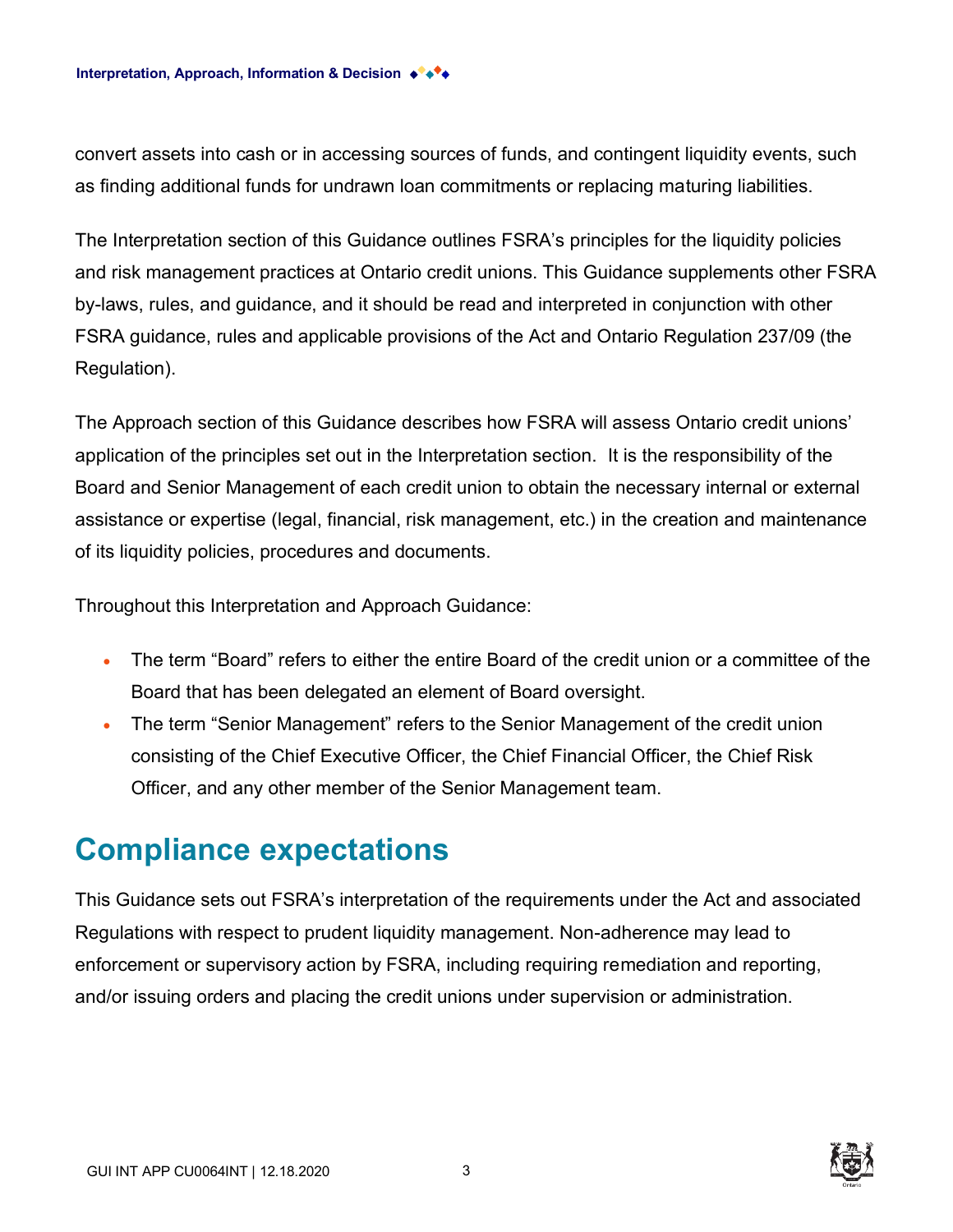convert assets into cash or in accessing sources of funds, and contingent liquidity events, such as finding additional funds for undrawn loan commitments or replacing maturing liabilities.

The Interpretation section of this Guidance outlines FSRA's principles for the liquidity policies and risk management practices at Ontario credit unions. This Guidance supplements other FSRA by-laws, rules, and guidance, and it should be read and interpreted in conjunction with other FSRA guidance, rules and applicable provisions of the Act and Ontario Regulation 237/09 (the Regulation).

The Approach section of this Guidance describes how FSRA will assess Ontario credit unions' application of the principles set out in the Interpretation section. It is the responsibility of the Board and Senior Management of each credit union to obtain the necessary internal or external assistance or expertise (legal, financial, risk management, etc.) in the creation and maintenance of its liquidity policies, procedures and documents.

Throughout this Interpretation and Approach Guidance:

- The term "Board" refers to either the entire Board of the credit union or a committee of the Board that has been delegated an element of Board oversight.
- The term "Senior Management" refers to the Senior Management of the credit union consisting of the Chief Executive Officer, the Chief Financial Officer, the Chief Risk Officer, and any other member of the Senior Management team.

# Compliance expectations

This Guidance sets out FSRA's interpretation of the requirements under the Act and associated Regulations with respect to prudent liquidity management. Non-adherence may lead to enforcement or supervisory action by FSRA, including requiring remediation and reporting, and/or issuing orders and placing the credit unions under supervision or administration.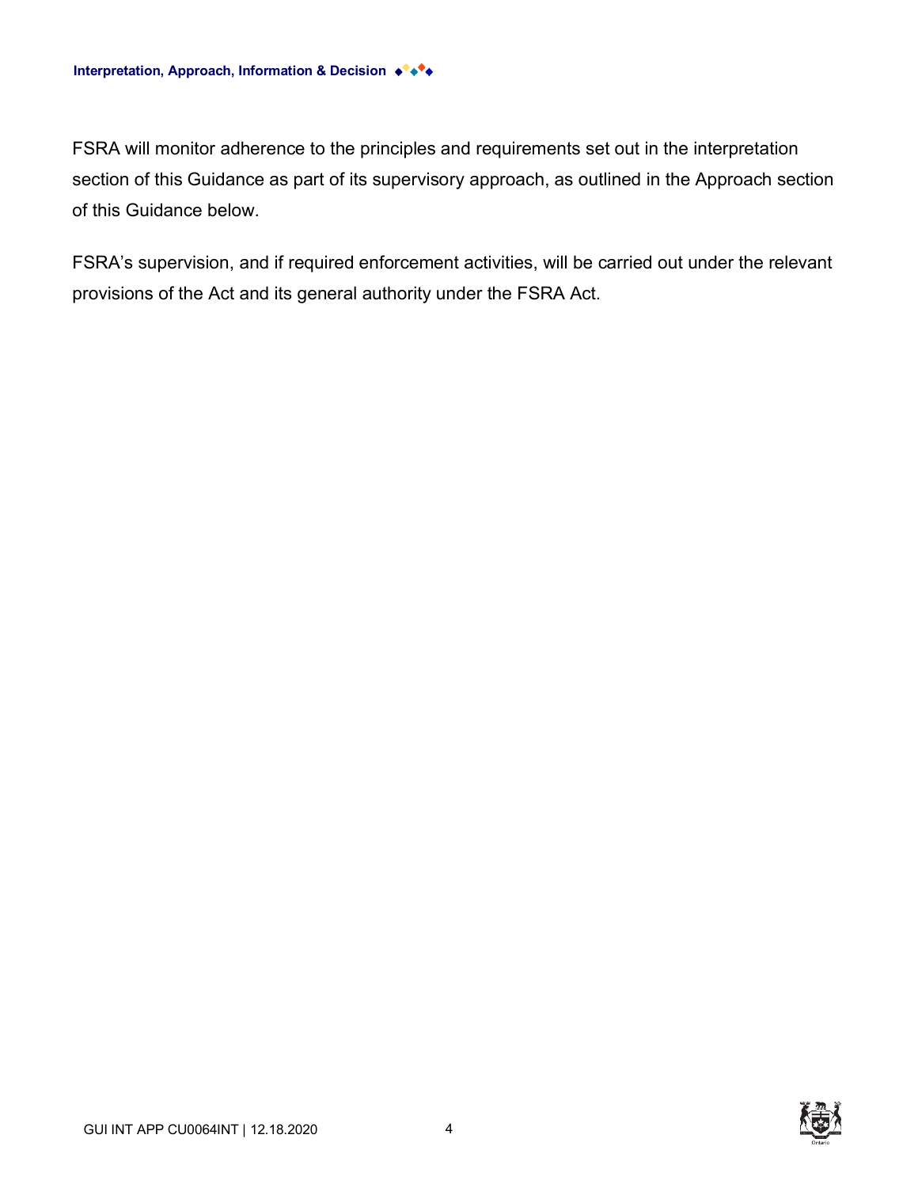FSRA will monitor adherence to the principles and requirements set out in the interpretation section of this Guidance as part of its supervisory approach, as outlined in the Approach section of this Guidance below.

FSRA's supervision, and if required enforcement activities, will be carried out under the relevant provisions of the Act and its general authority under the FSRA Act.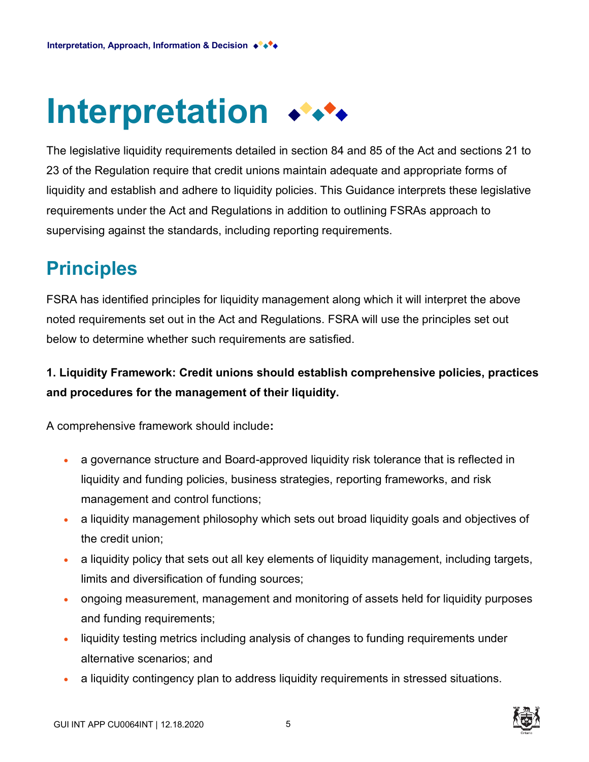# Interpretation

The legislative liquidity requirements detailed in section 84 and 85 of the Act and sections 21 to 23 of the Regulation require that credit unions maintain adequate and appropriate forms of liquidity and establish and adhere to liquidity policies. This Guidance interprets these legislative requirements under the Act and Regulations in addition to outlining FSRAs approach to supervising against the standards, including reporting requirements.

## Principles

FSRA has identified principles for liquidity management along which it will interpret the above noted requirements set out in the Act and Regulations. FSRA will use the principles set out below to determine whether such requirements are satisfied.

**1. Liquidity Framework: Credit unions should establish comprehensive policies, practices and procedures for the management of their liquidity.**

A comprehensive framework should include**:**

- a governance structure and Board-approved liquidity risk tolerance that is reflected in liquidity and funding policies, business strategies, reporting frameworks, and risk management and control functions;
- a liquidity management philosophy which sets out broad liquidity goals and objectives of the credit union;
- a liquidity policy that sets out all key elements of liquidity management, including targets, limits and diversification of funding sources;
- ongoing measurement, management and monitoring of assets held for liquidity purposes and funding requirements;
- liquidity testing metrics including analysis of changes to funding requirements under alternative scenarios; and
- a liquidity contingency plan to address liquidity requirements in stressed situations.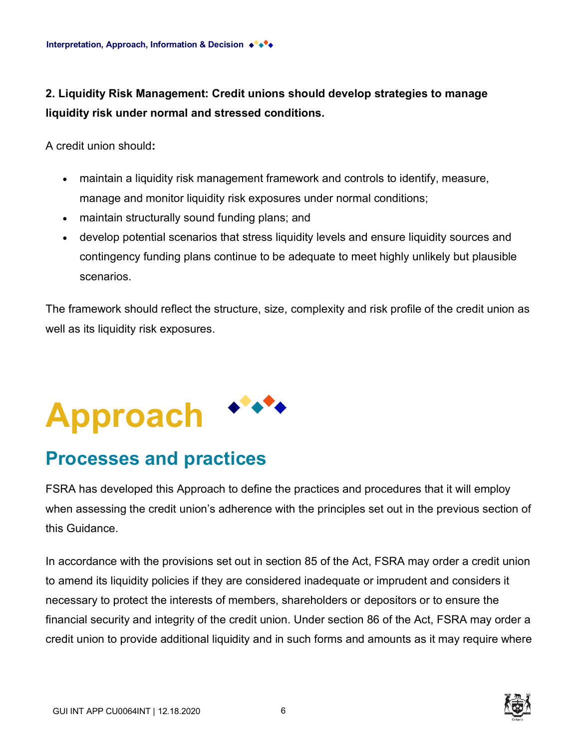**2. Liquidity Risk Management: Credit unions should develop strategies to manage liquidity risk under normal and stressed conditions.**

A credit union should**:**

- maintain a liquidity risk management framework and controls to identify, measure, manage and monitor liquidity risk exposures under normal conditions;
- maintain structurally sound funding plans; and
- develop potential scenarios that stress liquidity levels and ensure liquidity sources and contingency funding plans continue to be adequate to meet highly unlikely but plausible scenarios.

The framework should reflect the structure, size, complexity and risk profile of the credit union as well as its liquidity risk exposures.

# Approach

## Processes and practices

FSRA has developed this Approach to define the practices and procedures that it will employ when assessing the credit union's adherence with the principles set out in the previous section of this Guidance.

In accordance with the provisions set out in section 85 of the Act, FSRA may order a credit union to amend its liquidity policies if they are considered inadequate or imprudent and considers it necessary to protect the interests of members, shareholders or depositors or to ensure the financial security and integrity of the credit union. Under section 86 of the Act, FSRA may order a credit union to provide additional liquidity and in such forms and amounts as it may require where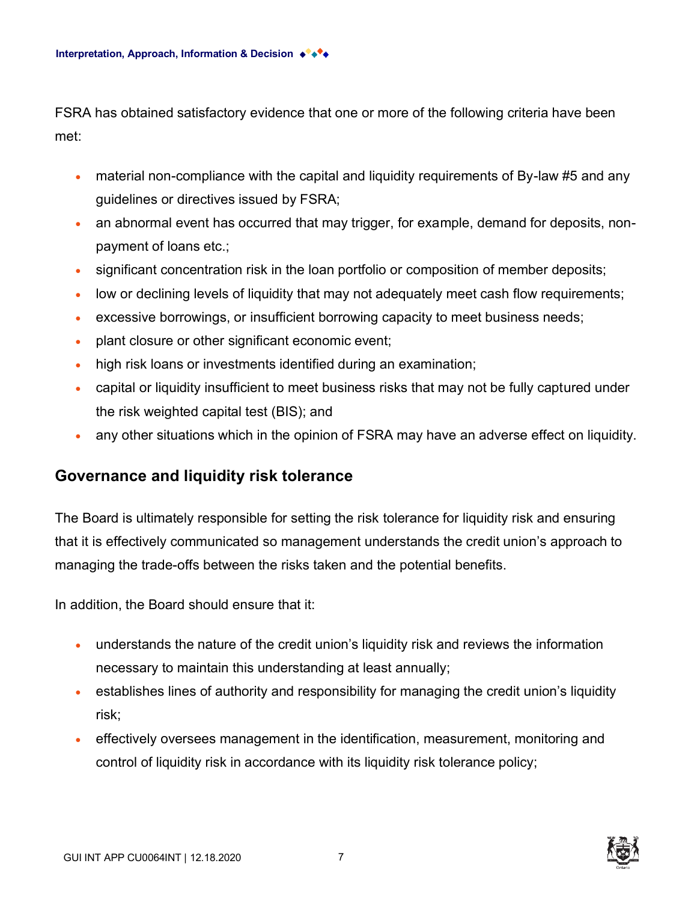FSRA has obtained satisfactory evidence that one or more of the following criteria have been met:

- material non-compliance with the capital and liquidity requirements of By-law #5 and any guidelines or directives issued by FSRA;
- an abnormal event has occurred that may trigger, for example, demand for deposits, non-payment of loans etc.;
- significant concentration risk in the loan portfolio or composition of member deposits;
- low or declining levels of liquidity that may not adequately meet cash flow requirements;
- excessive borrowings, or insufficient borrowing capacity to meet business needs;
- plant closure or other significant economic event;
- high risk loans or investments identified during an examination;
- capital or liquidity insufficient to meet business risks that may not be fully captured under the risk weighted capital test (BIS); and
- any other situations which in the opinion of FSRA may have an adverse effect on liquidity.

## Governance and liquidity risk tolerance

The Board is ultimately responsible for setting the risk tolerance for liquidity risk and ensuring that it is effectively communicated so management understands the credit union's approach to managing the trade-offs between the risks taken and the potential benefits.

In addition, the Board should ensure that it:

- understands the nature of the credit union's liquidity risk and reviews the information necessary to maintain this understanding at least annually;
- establishes lines of authority and responsibility for managing the credit union's liquidity risk;
- effectively oversees management in the identification, measurement, monitoring and control of liquidity risk in accordance with its liquidity risk tolerance policy;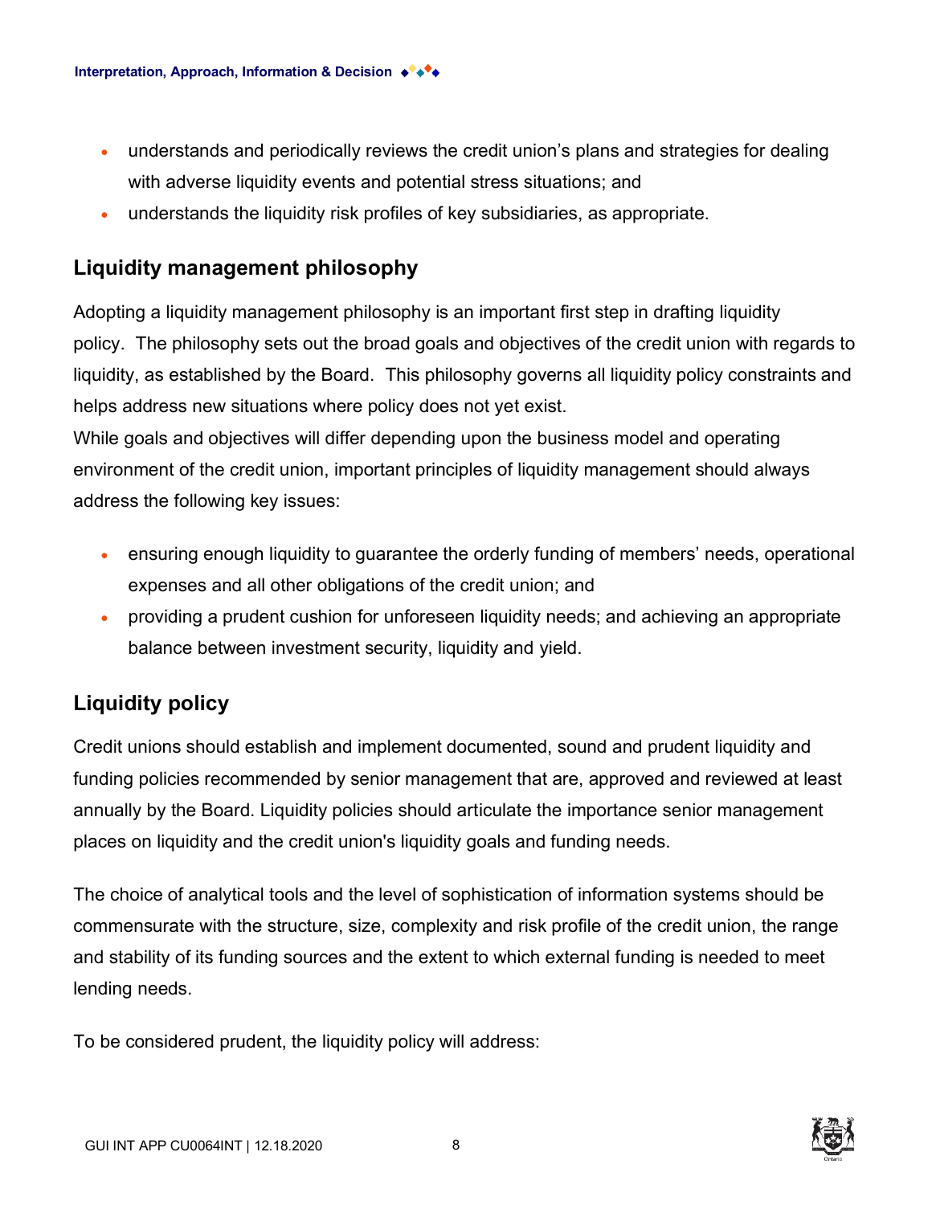- understands and periodically reviews the credit union's plans and strategies for dealing with adverse liquidity events and potential stress situations; and
- understands the liquidity risk profiles of key subsidiaries, as appropriate.

## Liquidity management philosophy

Adopting a liquidity management philosophy is an important first step in drafting liquidity policy. The philosophy sets out the broad goals and objectives of the credit union with regards to liquidity, as established by the Board. This philosophy governs all liquidity policy constraints and helps address new situations where policy does not yet exist.

While goals and objectives will differ depending upon the business model and operating environment of the credit union, important principles of liquidity management should always address the following key issues:

- ensuring enough liquidity to guarantee the orderly funding of members' needs, operational expenses and all other obligations of the credit union; and
- providing a prudent cushion for unforeseen liquidity needs; and achieving an appropriate balance between investment security, liquidity and yield.

## Liquidity policy

Credit unions should establish and implement documented, sound and prudent liquidity and funding policies recommended by senior management that are, approved and reviewed at least annually by the Board. Liquidity policies should articulate the importance senior management places on liquidity and the credit union's liquidity goals and funding needs.

The choice of analytical tools and the level of sophistication of information systems should be commensurate with the structure, size, complexity and risk profile of the credit union, the range and stability of its funding sources and the extent to which external funding is needed to meet lending needs.

To be considered prudent, the liquidity policy will address: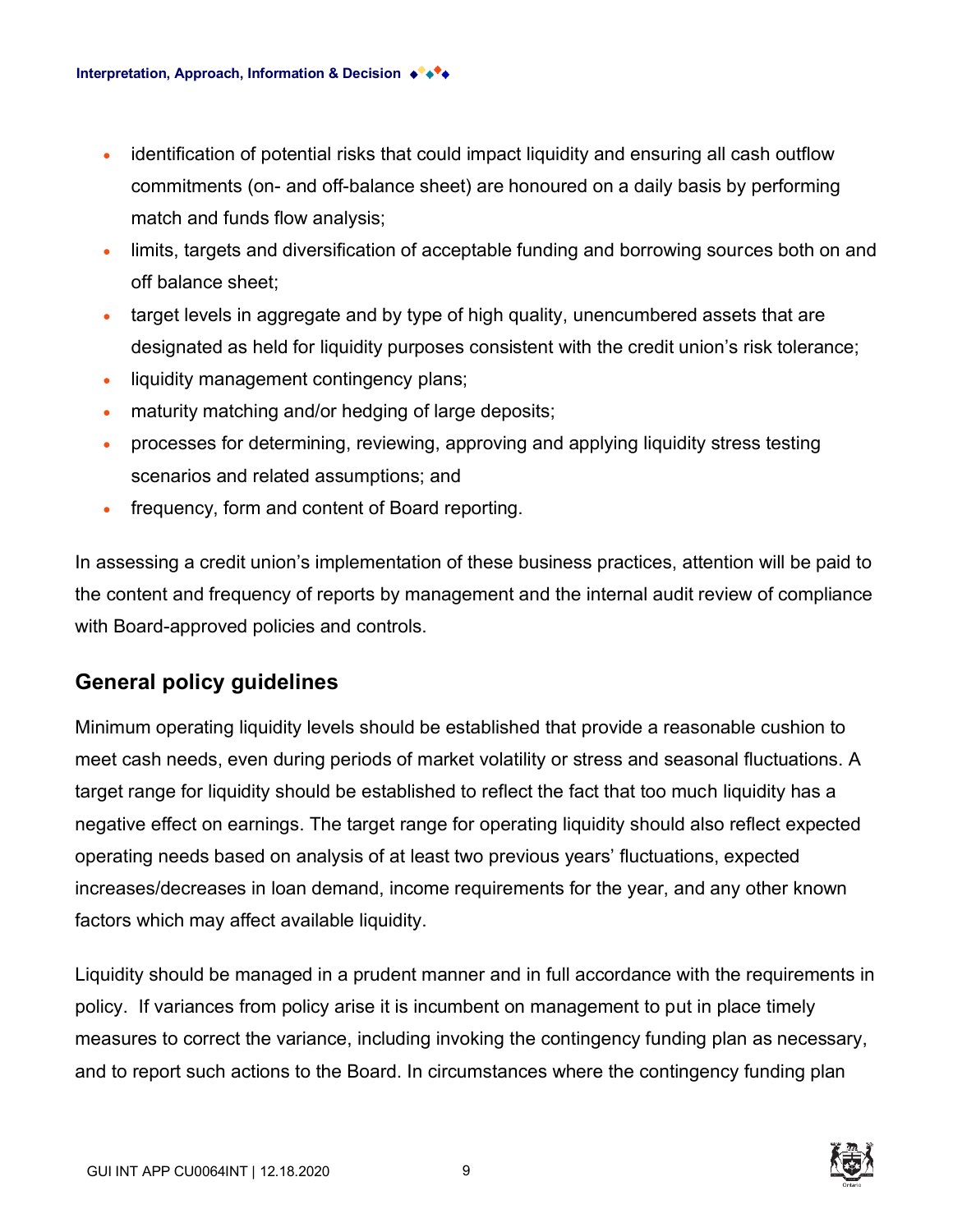- identification of potential risks that could impact liquidity and ensuring all cash outflow commitments (on- and off-balance sheet) are honoured on a daily basis by performing match and funds flow analysis;
- limits, targets and diversification of acceptable funding and borrowing sources both on and off balance sheet;
- target levels in aggregate and by type of high quality, unencumbered assets that are designated as held for liquidity purposes consistent with the credit union's risk tolerance;
- liquidity management contingency plans;
- maturity matching and/or hedging of large deposits;
- processes for determining, reviewing, approving and applying liquidity stress testing scenarios and related assumptions; and
- frequency, form and content of Board reporting.

In assessing a credit union's implementation of these business practices, attention will be paid to the content and frequency of reports by management and the internal audit review of compliance with Board-approved policies and controls.

## General policy guidelines

Minimum operating liquidity levels should be established that provide a reasonable cushion to meet cash needs, even during periods of market volatility or stress and seasonal fluctuations. A target range for liquidity should be established to reflect the fact that too much liquidity has a negative effect on earnings. The target range for operating liquidity should also reflect expected operating needs based on analysis of at least two previous years' fluctuations, expected increases/decreases in loan demand, income requirements for the year, and any other known factors which may affect available liquidity.

Liquidity should be managed in a prudent manner and in full accordance with the requirements in policy. If variances from policy arise it is incumbent on management to put in place timely measures to correct the variance, including invoking the contingency funding plan as necessary, and to report such actions to the Board. In circumstances where the contingency funding plan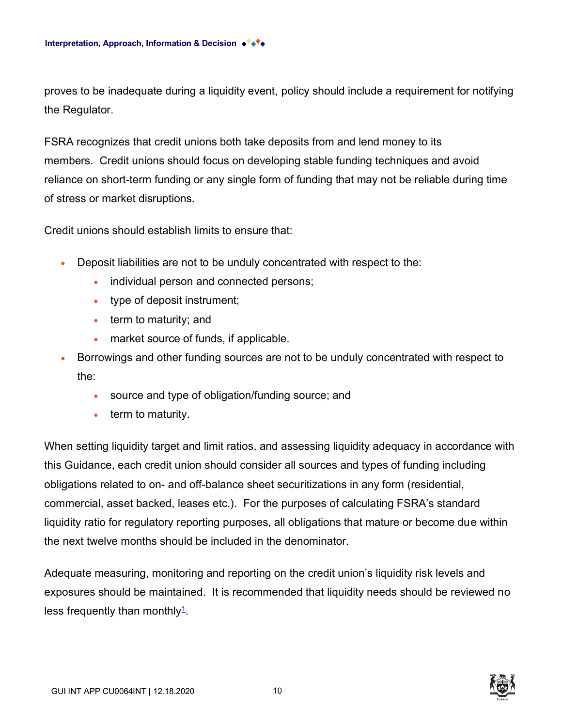proves to be inadequate during a liquidity event, policy should include a requirement for notifying the Regulator.

FSRA recognizes that credit unions both take deposits from and lend money to its members. Credit unions should focus on developing stable funding techniques and avoid reliance on short-term funding or any single form of funding that may not be reliable during time of stress or market disruptions.

Credit unions should establish limits to ensure that:

- Deposit liabilities are not to be unduly concentrated with respect to the:
  - individual person and connected persons;
  - type of deposit instrument;
  - term to maturity; and
  - market source of funds, if applicable.
- Borrowings and other funding sources are not to be unduly concentrated with respect to the:
  - source and type of obligation/funding source; and
  - term to maturity.

When setting liquidity target and limit ratios, and assessing liquidity adequacy in accordance with this Guidance, each credit union should consider all sources and types of funding including obligations related to on- and off-balance sheet securitizations in any form (residential, commercial, asset backed, leases etc.). For the purposes of calculating FSRA's standard liquidity ratio for regulatory reporting purposes, all obligations that mature or become due within the next twelve months should be included in the denominator.

Adequate measuring, monitoring and reporting on the credit union's liquidity risk levels and exposures should be maintained. It is recommended that liquidity needs should be reviewed no less frequently than monthly[1].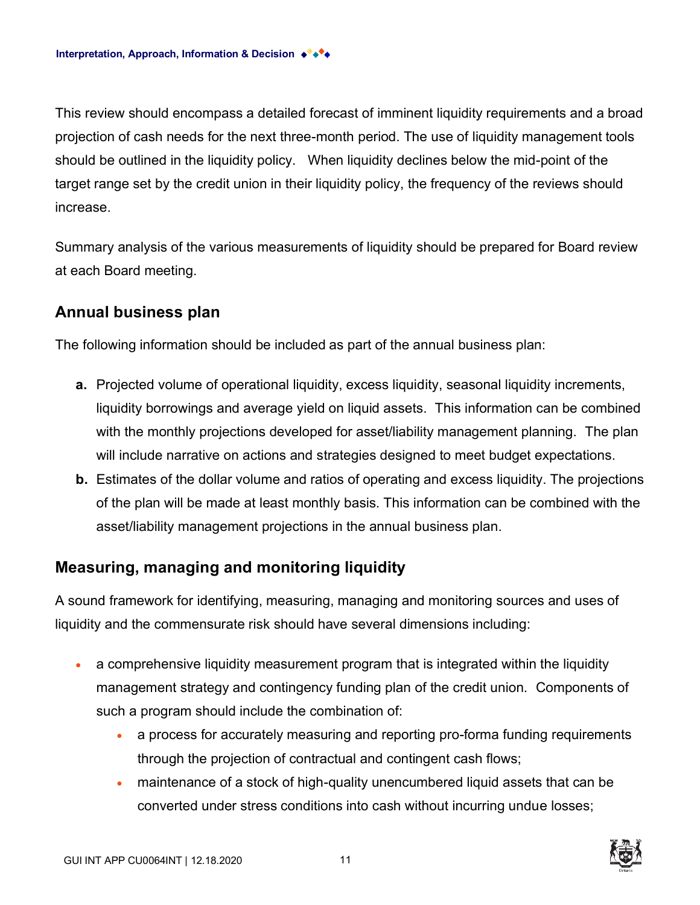This review should encompass a detailed forecast of imminent liquidity requirements and a broad projection of cash needs for the next three-month period. The use of liquidity management tools should be outlined in the liquidity policy.   When liquidity declines below the mid-point of the target range set by the credit union in their liquidity policy, the frequency of the reviews should increase.

Summary analysis of the various measurements of liquidity should be prepared for Board review at each Board meeting.

## Annual business plan

The following information should be included as part of the annual business plan:

**a.** Projected volume of operational liquidity, excess liquidity, seasonal liquidity increments, liquidity borrowings and average yield on liquid assets.  This information can be combined with the monthly projections developed for asset/liability management planning.  The plan will include narrative on actions and strategies designed to meet budget expectations.

**b.** Estimates of the dollar volume and ratios of operating and excess liquidity. The projections of the plan will be made at least monthly basis. This information can be combined with the asset/liability management projections in the annual business plan.

## Measuring, managing and monitoring liquidity

A sound framework for identifying, measuring, managing and monitoring sources and uses of liquidity and the commensurate risk should have several dimensions including:

- a comprehensive liquidity measurement program that is integrated within the liquidity management strategy and contingency funding plan of the credit union.  Components of such a program should include the combination of:
    - a process for accurately measuring and reporting pro-forma funding requirements through the projection of contractual and contingent cash flows;
    - maintenance of a stock of high-quality unencumbered liquid assets that can be converted under stress conditions into cash without incurring undue losses;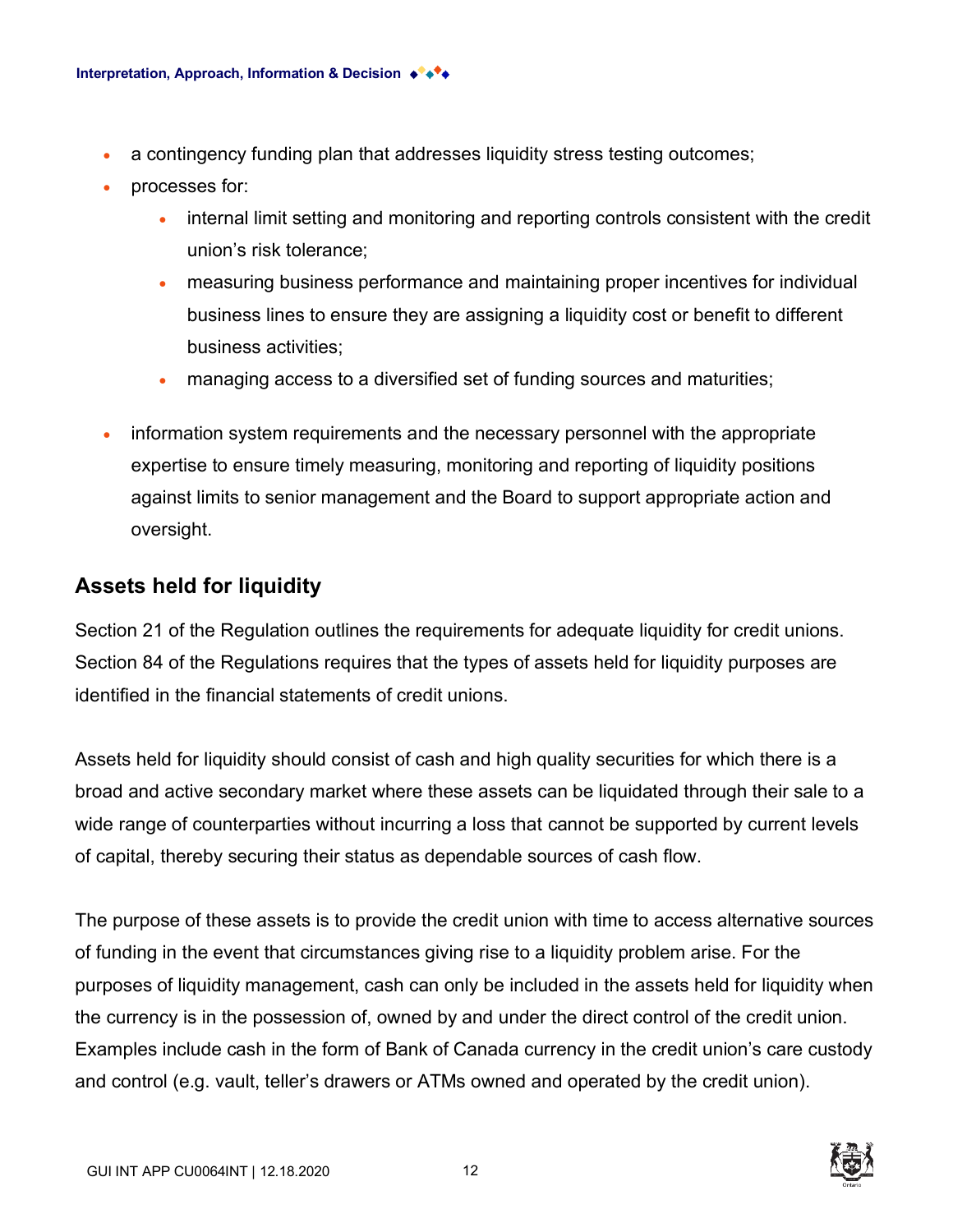- a contingency funding plan that addresses liquidity stress testing outcomes;
- processes for:
    - internal limit setting and monitoring and reporting controls consistent with the credit union's risk tolerance;
    - measuring business performance and maintaining proper incentives for individual business lines to ensure they are assigning a liquidity cost or benefit to different business activities;
    - managing access to a diversified set of funding sources and maturities;
- information system requirements and the necessary personnel with the appropriate expertise to ensure timely measuring, monitoring and reporting of liquidity positions against limits to senior management and the Board to support appropriate action and oversight.

## Assets held for liquidity

Section 21 of the Regulation outlines the requirements for adequate liquidity for credit unions. Section 84 of the Regulations requires that the types of assets held for liquidity purposes are identified in the financial statements of credit unions.

Assets held for liquidity should consist of cash and high quality securities for which there is a broad and active secondary market where these assets can be liquidated through their sale to a wide range of counterparties without incurring a loss that cannot be supported by current levels of capital, thereby securing their status as dependable sources of cash flow.

The purpose of these assets is to provide the credit union with time to access alternative sources of funding in the event that circumstances giving rise to a liquidity problem arise. For the purposes of liquidity management, cash can only be included in the assets held for liquidity when the currency is in the possession of, owned by and under the direct control of the credit union. Examples include cash in the form of Bank of Canada currency in the credit union's care custody and control (e.g. vault, teller's drawers or ATMs owned and operated by the credit union).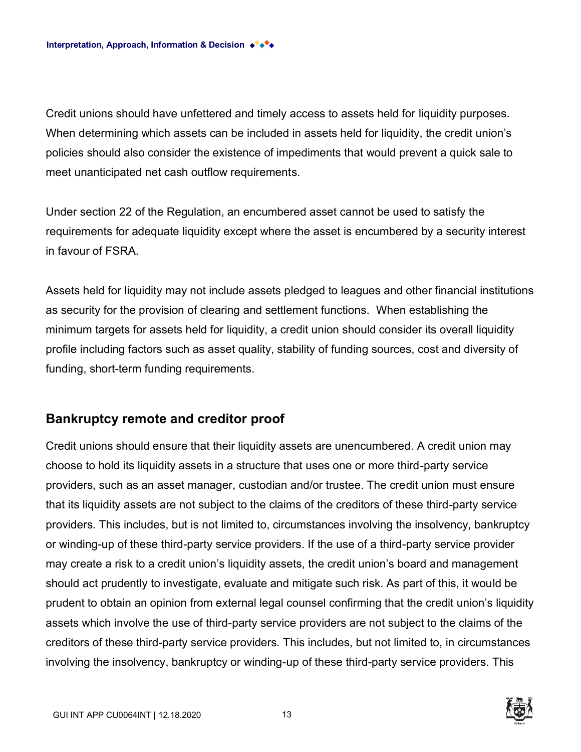Credit unions should have unfettered and timely access to assets held for liquidity purposes. When determining which assets can be included in assets held for liquidity, the credit union's policies should also consider the existence of impediments that would prevent a quick sale to meet unanticipated net cash outflow requirements.

Under section 22 of the Regulation, an encumbered asset cannot be used to satisfy the requirements for adequate liquidity except where the asset is encumbered by a security interest in favour of FSRA.

Assets held for liquidity may not include assets pledged to leagues and other financial institutions as security for the provision of clearing and settlement functions. When establishing the minimum targets for assets held for liquidity, a credit union should consider its overall liquidity profile including factors such as asset quality, stability of funding sources, cost and diversity of funding, short-term funding requirements.

## Bankruptcy remote and creditor proof

Credit unions should ensure that their liquidity assets are unencumbered. A credit union may choose to hold its liquidity assets in a structure that uses one or more third-party service providers, such as an asset manager, custodian and/or trustee. The credit union must ensure that its liquidity assets are not subject to the claims of the creditors of these third-party service providers. This includes, but is not limited to, circumstances involving the insolvency, bankruptcy or winding-up of these third-party service providers. If the use of a third-party service provider may create a risk to a credit union's liquidity assets, the credit union's board and management should act prudently to investigate, evaluate and mitigate such risk. As part of this, it would be prudent to obtain an opinion from external legal counsel confirming that the credit union's liquidity assets which involve the use of third-party service providers are not subject to the claims of the creditors of these third-party service providers. This includes, but not limited to, in circumstances involving the insolvency, bankruptcy or winding-up of these third-party service providers. This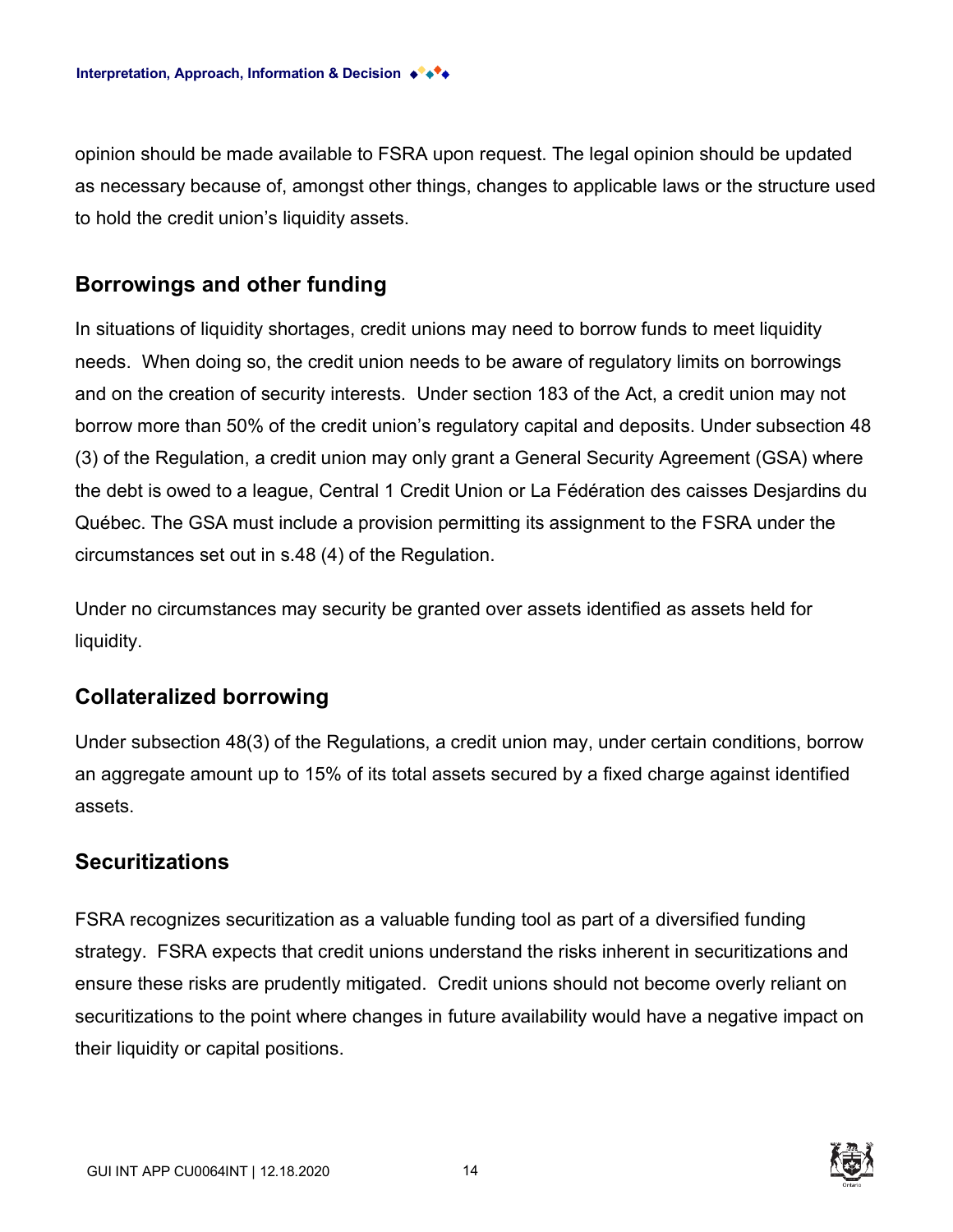opinion should be made available to FSRA upon request. The legal opinion should be updated as necessary because of, amongst other things, changes to applicable laws or the structure used to hold the credit union's liquidity assets.

## Borrowings and other funding

In situations of liquidity shortages, credit unions may need to borrow funds to meet liquidity needs. When doing so, the credit union needs to be aware of regulatory limits on borrowings and on the creation of security interests. Under section 183 of the Act, a credit union may not borrow more than 50% of the credit union's regulatory capital and deposits. Under subsection 48 (3) of the Regulation, a credit union may only grant a General Security Agreement (GSA) where the debt is owed to a league, Central 1 Credit Union or La Fédération des caisses Desjardins du Québec. The GSA must include a provision permitting its assignment to the FSRA under the circumstances set out in s.48 (4) of the Regulation.

Under no circumstances may security be granted over assets identified as assets held for liquidity.

## Collateralized borrowing

Under subsection 48(3) of the Regulations, a credit union may, under certain conditions, borrow an aggregate amount up to 15% of its total assets secured by a fixed charge against identified assets.

## Securitizations

FSRA recognizes securitization as a valuable funding tool as part of a diversified funding strategy. FSRA expects that credit unions understand the risks inherent in securitizations and ensure these risks are prudently mitigated. Credit unions should not become overly reliant on securitizations to the point where changes in future availability would have a negative impact on their liquidity or capital positions.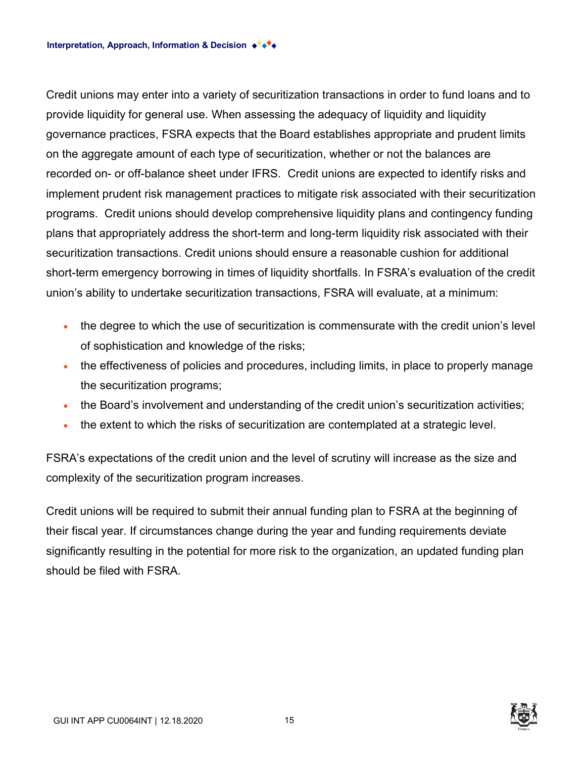Credit unions may enter into a variety of securitization transactions in order to fund loans and to provide liquidity for general use. When assessing the adequacy of liquidity and liquidity governance practices, FSRA expects that the Board establishes appropriate and prudent limits on the aggregate amount of each type of securitization, whether or not the balances are recorded on- or off-balance sheet under IFRS. Credit unions are expected to identify risks and implement prudent risk management practices to mitigate risk associated with their securitization programs. Credit unions should develop comprehensive liquidity plans and contingency funding plans that appropriately address the short-term and long-term liquidity risk associated with their securitization transactions. Credit unions should ensure a reasonable cushion for additional short-term emergency borrowing in times of liquidity shortfalls. In FSRA's evaluation of the credit union's ability to undertake securitization transactions, FSRA will evaluate, at a minimum:

- the degree to which the use of securitization is commensurate with the credit union's level of sophistication and knowledge of the risks;
- the effectiveness of policies and procedures, including limits, in place to properly manage the securitization programs;
- the Board's involvement and understanding of the credit union's securitization activities;
- the extent to which the risks of securitization are contemplated at a strategic level.

FSRA's expectations of the credit union and the level of scrutiny will increase as the size and complexity of the securitization program increases.

Credit unions will be required to submit their annual funding plan to FSRA at the beginning of their fiscal year. If circumstances change during the year and funding requirements deviate significantly resulting in the potential for more risk to the organization, an updated funding plan should be filed with FSRA.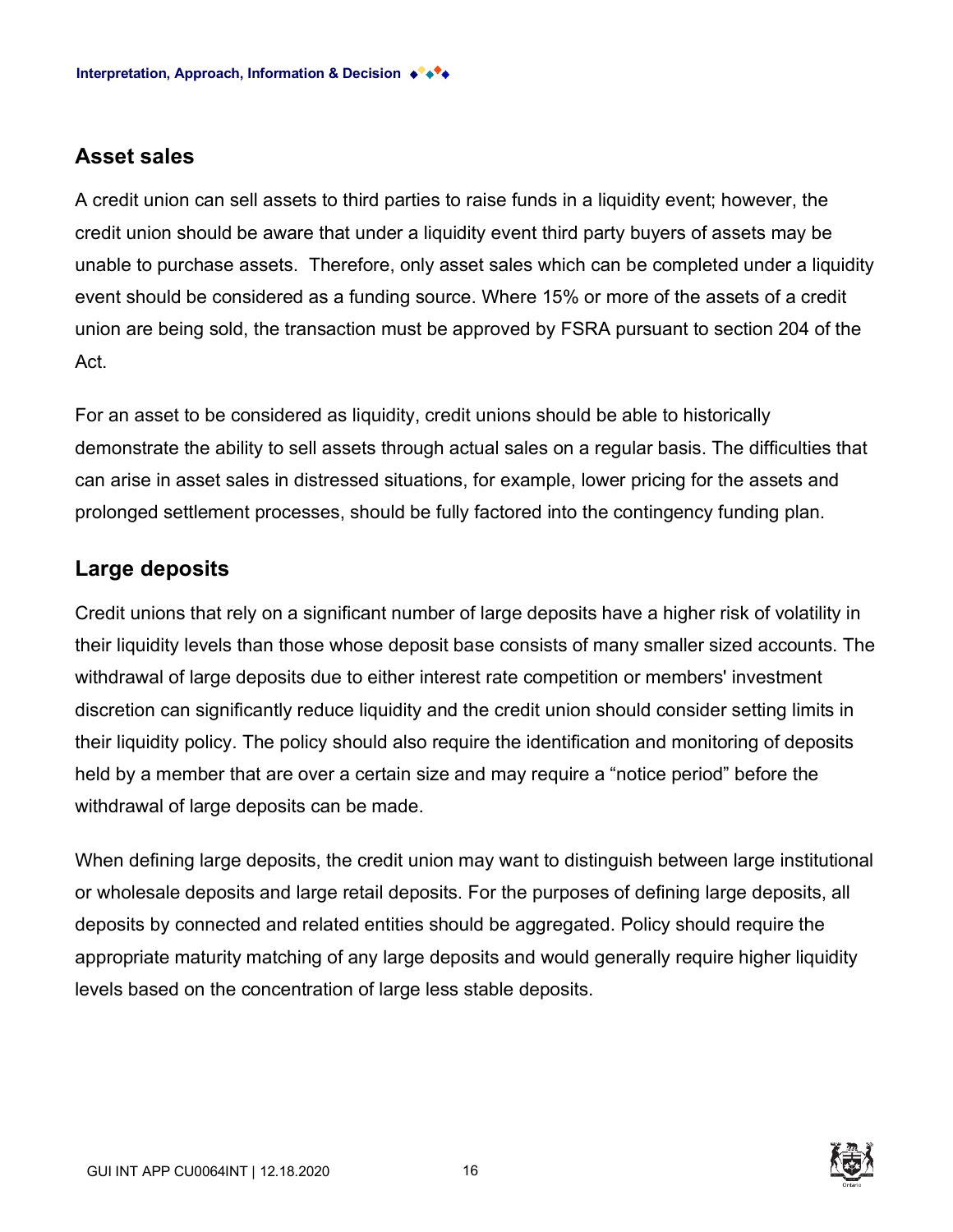## Asset sales

A credit union can sell assets to third parties to raise funds in a liquidity event; however, the credit union should be aware that under a liquidity event third party buyers of assets may be unable to purchase assets. Therefore, only asset sales which can be completed under a liquidity event should be considered as a funding source. Where 15% or more of the assets of a credit union are being sold, the transaction must be approved by FSRA pursuant to section 204 of the Act.

For an asset to be considered as liquidity, credit unions should be able to historically demonstrate the ability to sell assets through actual sales on a regular basis. The difficulties that can arise in asset sales in distressed situations, for example, lower pricing for the assets and prolonged settlement processes, should be fully factored into the contingency funding plan.

## Large deposits

Credit unions that rely on a significant number of large deposits have a higher risk of volatility in their liquidity levels than those whose deposit base consists of many smaller sized accounts. The withdrawal of large deposits due to either interest rate competition or members' investment discretion can significantly reduce liquidity and the credit union should consider setting limits in their liquidity policy. The policy should also require the identification and monitoring of deposits held by a member that are over a certain size and may require a "notice period" before the withdrawal of large deposits can be made.

When defining large deposits, the credit union may want to distinguish between large institutional or wholesale deposits and large retail deposits. For the purposes of defining large deposits, all deposits by connected and related entities should be aggregated. Policy should require the appropriate maturity matching of any large deposits and would generally require higher liquidity levels based on the concentration of large less stable deposits.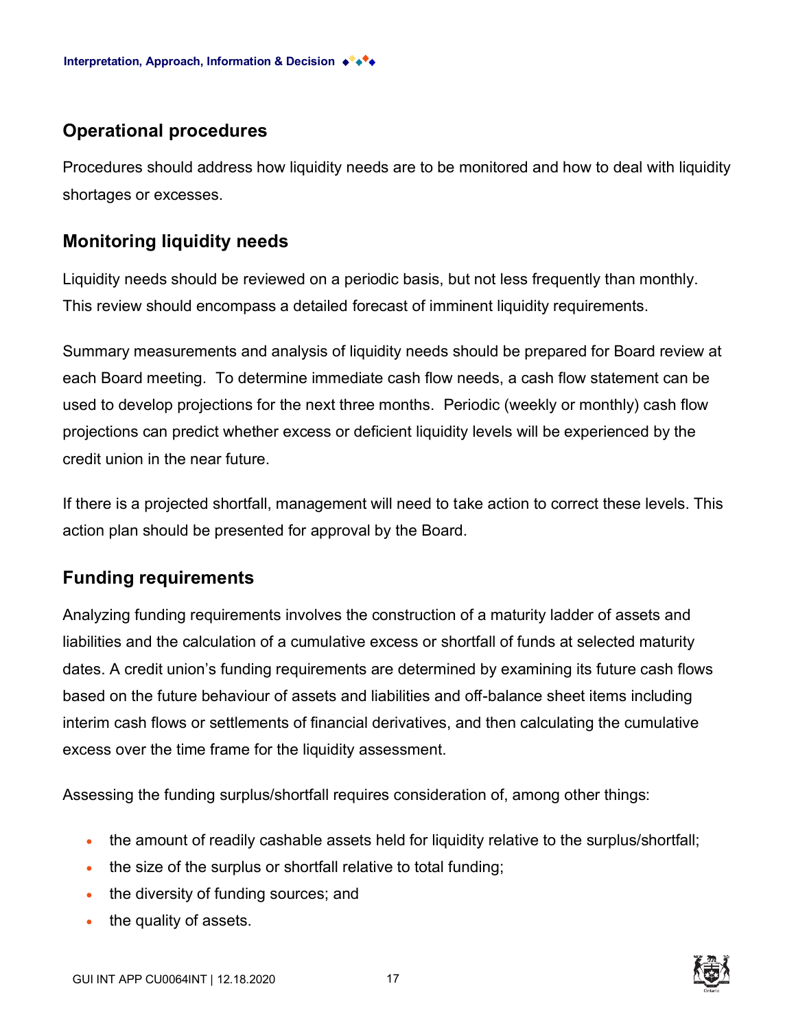## Operational procedures

Procedures should address how liquidity needs are to be monitored and how to deal with liquidity shortages or excesses.

## Monitoring liquidity needs

Liquidity needs should be reviewed on a periodic basis, but not less frequently than monthly. This review should encompass a detailed forecast of imminent liquidity requirements.

Summary measurements and analysis of liquidity needs should be prepared for Board review at each Board meeting. To determine immediate cash flow needs, a cash flow statement can be used to develop projections for the next three months. Periodic (weekly or monthly) cash flow projections can predict whether excess or deficient liquidity levels will be experienced by the credit union in the near future.

If there is a projected shortfall, management will need to take action to correct these levels. This action plan should be presented for approval by the Board.

## Funding requirements

Analyzing funding requirements involves the construction of a maturity ladder of assets and liabilities and the calculation of a cumulative excess or shortfall of funds at selected maturity dates. A credit union's funding requirements are determined by examining its future cash flows based on the future behaviour of assets and liabilities and off-balance sheet items including interim cash flows or settlements of financial derivatives, and then calculating the cumulative excess over the time frame for the liquidity assessment.

Assessing the funding surplus/shortfall requires consideration of, among other things:

- the amount of readily cashable assets held for liquidity relative to the surplus/shortfall;
- the size of the surplus or shortfall relative to total funding;
- the diversity of funding sources; and
- the quality of assets.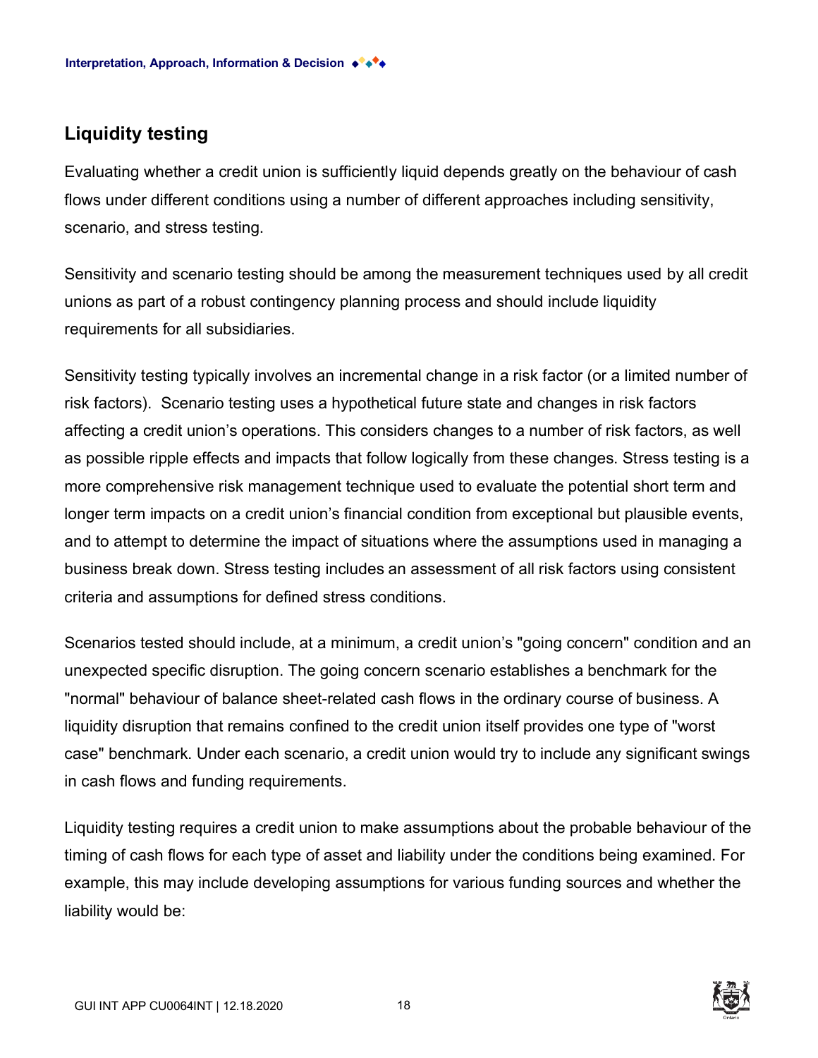## Liquidity testing

Evaluating whether a credit union is sufficiently liquid depends greatly on the behaviour of cash flows under different conditions using a number of different approaches including sensitivity, scenario, and stress testing.

Sensitivity and scenario testing should be among the measurement techniques used by all credit unions as part of a robust contingency planning process and should include liquidity requirements for all subsidiaries.

Sensitivity testing typically involves an incremental change in a risk factor (or a limited number of risk factors). Scenario testing uses a hypothetical future state and changes in risk factors affecting a credit union's operations. This considers changes to a number of risk factors, as well as possible ripple effects and impacts that follow logically from these changes. Stress testing is a more comprehensive risk management technique used to evaluate the potential short term and longer term impacts on a credit union's financial condition from exceptional but plausible events, and to attempt to determine the impact of situations where the assumptions used in managing a business break down. Stress testing includes an assessment of all risk factors using consistent criteria and assumptions for defined stress conditions.

Scenarios tested should include, at a minimum, a credit union's "going concern" condition and an unexpected specific disruption. The going concern scenario establishes a benchmark for the "normal" behaviour of balance sheet-related cash flows in the ordinary course of business. A liquidity disruption that remains confined to the credit union itself provides one type of "worst case" benchmark. Under each scenario, a credit union would try to include any significant swings in cash flows and funding requirements.

Liquidity testing requires a credit union to make assumptions about the probable behaviour of the timing of cash flows for each type of asset and liability under the conditions being examined. For example, this may include developing assumptions for various funding sources and whether the liability would be: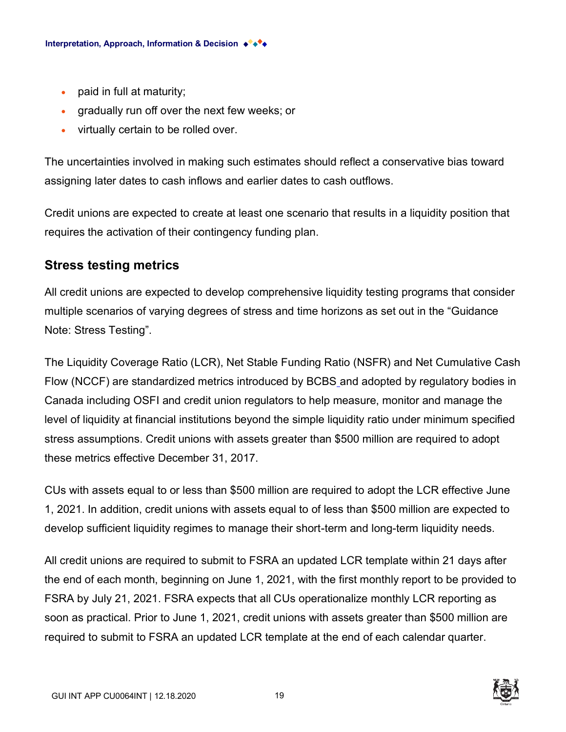- paid in full at maturity;
- gradually run off over the next few weeks; or
- virtually certain to be rolled over.

The uncertainties involved in making such estimates should reflect a conservative bias toward assigning later dates to cash inflows and earlier dates to cash outflows.

Credit unions are expected to create at least one scenario that results in a liquidity position that requires the activation of their contingency funding plan.

## Stress testing metrics

All credit unions are expected to develop comprehensive liquidity testing programs that consider multiple scenarios of varying degrees of stress and time horizons as set out in the "Guidance Note: Stress Testing".

The Liquidity Coverage Ratio (LCR), Net Stable Funding Ratio (NSFR) and Net Cumulative Cash Flow (NCCF) are standardized metrics introduced by BCBS and adopted by regulatory bodies in Canada including OSFI and credit union regulators to help measure, monitor and manage the level of liquidity at financial institutions beyond the simple liquidity ratio under minimum specified stress assumptions. Credit unions with assets greater than $500 million are required to adopt these metrics effective December 31, 2017.

CUs with assets equal to or less than $500 million are required to adopt the LCR effective June 1, 2021. In addition, credit unions with assets equal to of less than $500 million are expected to develop sufficient liquidity regimes to manage their short-term and long-term liquidity needs.

All credit unions are required to submit to FSRA an updated LCR template within 21 days after the end of each month, beginning on June 1, 2021, with the first monthly report to be provided to FSRA by July 21, 2021. FSRA expects that all CUs operationalize monthly LCR reporting as soon as practical. Prior to June 1, 2021, credit unions with assets greater than $500 million are required to submit to FSRA an updated LCR template at the end of each calendar quarter.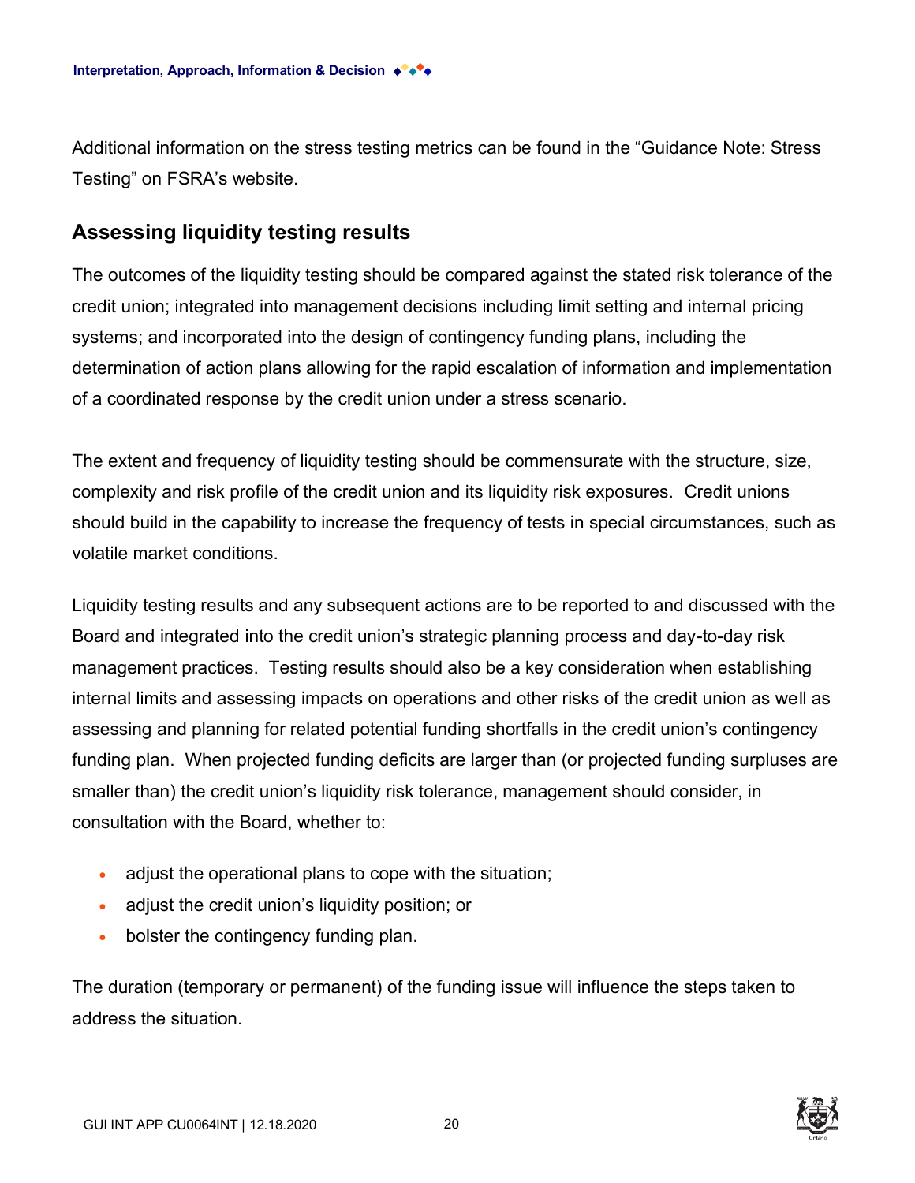Additional information on the stress testing metrics can be found in the “Guidance Note: Stress Testing” on FSRA’s website.

## Assessing liquidity testing results

The outcomes of the liquidity testing should be compared against the stated risk tolerance of the credit union; integrated into management decisions including limit setting and internal pricing systems; and incorporated into the design of contingency funding plans, including the determination of action plans allowing for the rapid escalation of information and implementation of a coordinated response by the credit union under a stress scenario.

The extent and frequency of liquidity testing should be commensurate with the structure, size, complexity and risk profile of the credit union and its liquidity risk exposures. Credit unions should build in the capability to increase the frequency of tests in special circumstances, such as volatile market conditions.

Liquidity testing results and any subsequent actions are to be reported to and discussed with the Board and integrated into the credit union’s strategic planning process and day-to-day risk management practices. Testing results should also be a key consideration when establishing internal limits and assessing impacts on operations and other risks of the credit union as well as assessing and planning for related potential funding shortfalls in the credit union’s contingency funding plan. When projected funding deficits are larger than (or projected funding surpluses are smaller than) the credit union’s liquidity risk tolerance, management should consider, in consultation with the Board, whether to:

- adjust the operational plans to cope with the situation;
- adjust the credit union’s liquidity position; or
- bolster the contingency funding plan.

The duration (temporary or permanent) of the funding issue will influence the steps taken to address the situation.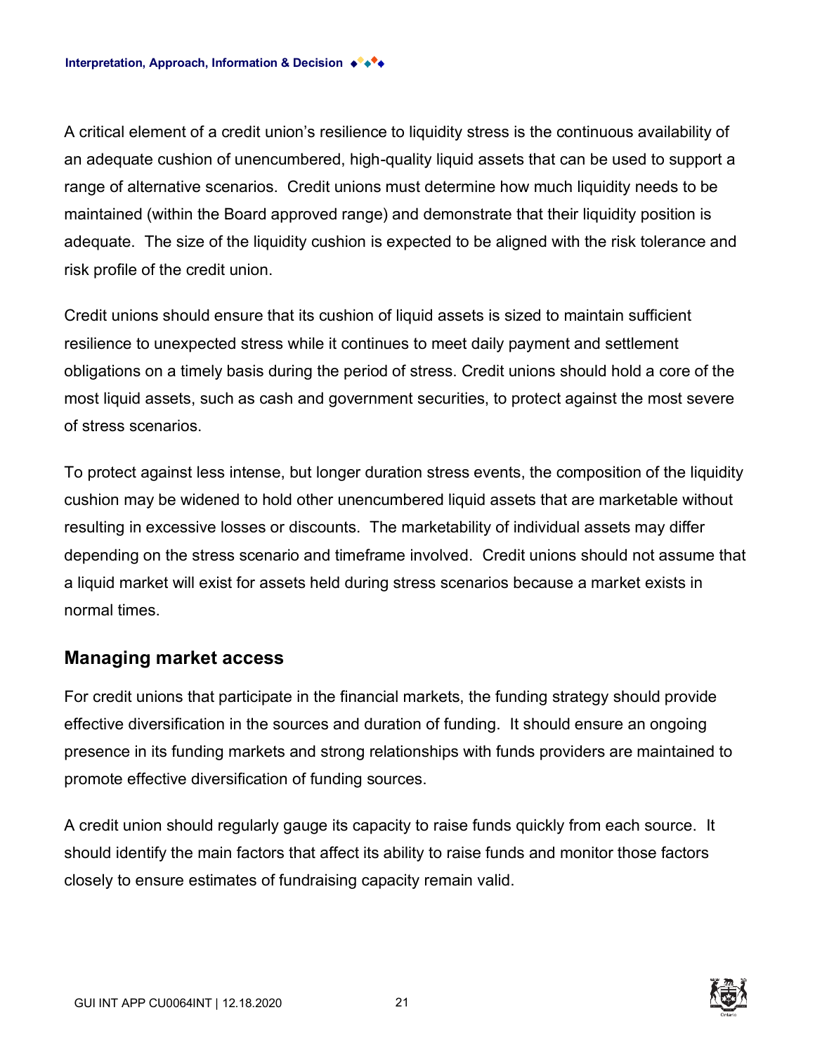A critical element of a credit union's resilience to liquidity stress is the continuous availability of an adequate cushion of unencumbered, high-quality liquid assets that can be used to support a range of alternative scenarios. Credit unions must determine how much liquidity needs to be maintained (within the Board approved range) and demonstrate that their liquidity position is adequate. The size of the liquidity cushion is expected to be aligned with the risk tolerance and risk profile of the credit union.

Credit unions should ensure that its cushion of liquid assets is sized to maintain sufficient resilience to unexpected stress while it continues to meet daily payment and settlement obligations on a timely basis during the period of stress. Credit unions should hold a core of the most liquid assets, such as cash and government securities, to protect against the most severe of stress scenarios.

To protect against less intense, but longer duration stress events, the composition of the liquidity cushion may be widened to hold other unencumbered liquid assets that are marketable without resulting in excessive losses or discounts. The marketability of individual assets may differ depending on the stress scenario and timeframe involved. Credit unions should not assume that a liquid market will exist for assets held during stress scenarios because a market exists in normal times.

## Managing market access

For credit unions that participate in the financial markets, the funding strategy should provide effective diversification in the sources and duration of funding. It should ensure an ongoing presence in its funding markets and strong relationships with funds providers are maintained to promote effective diversification of funding sources.

A credit union should regularly gauge its capacity to raise funds quickly from each source. It should identify the main factors that affect its ability to raise funds and monitor those factors closely to ensure estimates of fundraising capacity remain valid.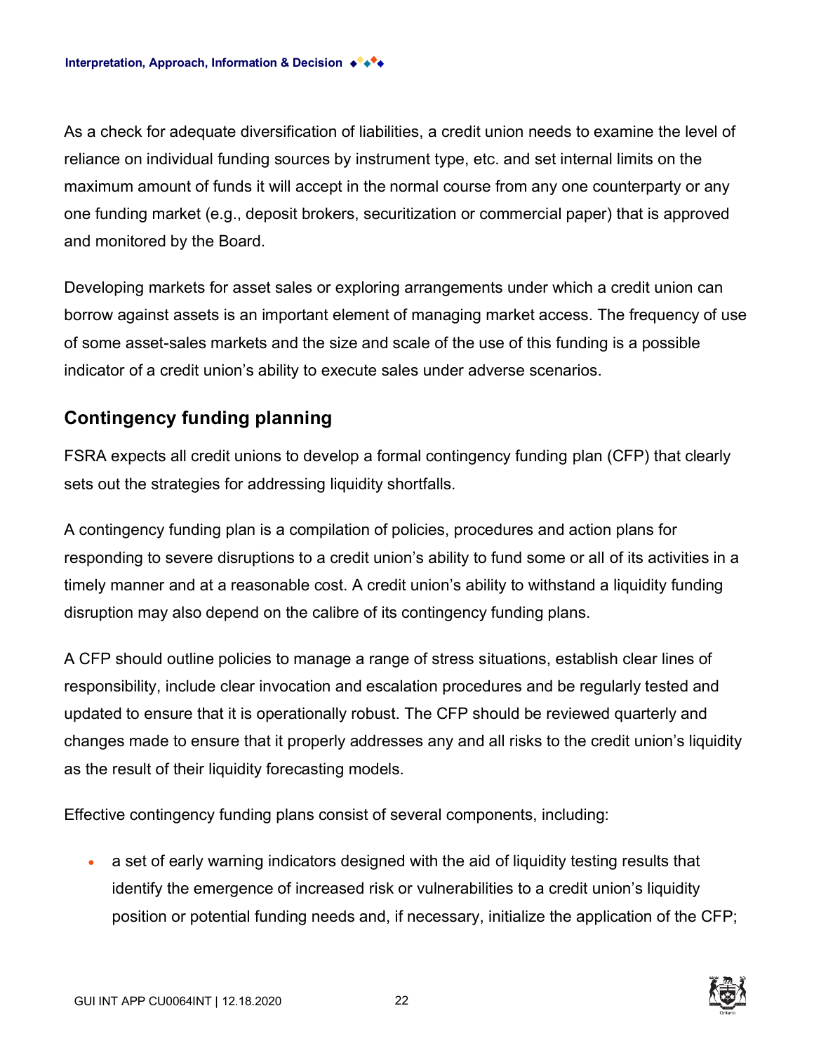As a check for adequate diversification of liabilities, a credit union needs to examine the level of reliance on individual funding sources by instrument type, etc. and set internal limits on the maximum amount of funds it will accept in the normal course from any one counterparty or any one funding market (e.g., deposit brokers, securitization or commercial paper) that is approved and monitored by the Board.

Developing markets for asset sales or exploring arrangements under which a credit union can borrow against assets is an important element of managing market access. The frequency of use of some asset-sales markets and the size and scale of the use of this funding is a possible indicator of a credit union's ability to execute sales under adverse scenarios.

## Contingency funding planning

FSRA expects all credit unions to develop a formal contingency funding plan (CFP) that clearly sets out the strategies for addressing liquidity shortfalls.

A contingency funding plan is a compilation of policies, procedures and action plans for responding to severe disruptions to a credit union's ability to fund some or all of its activities in a timely manner and at a reasonable cost. A credit union's ability to withstand a liquidity funding disruption may also depend on the calibre of its contingency funding plans.

A CFP should outline policies to manage a range of stress situations, establish clear lines of responsibility, include clear invocation and escalation procedures and be regularly tested and updated to ensure that it is operationally robust. The CFP should be reviewed quarterly and changes made to ensure that it properly addresses any and all risks to the credit union's liquidity as the result of their liquidity forecasting models.

Effective contingency funding plans consist of several components, including:

- a set of early warning indicators designed with the aid of liquidity testing results that identify the emergence of increased risk or vulnerabilities to a credit union's liquidity position or potential funding needs and, if necessary, initialize the application of the CFP;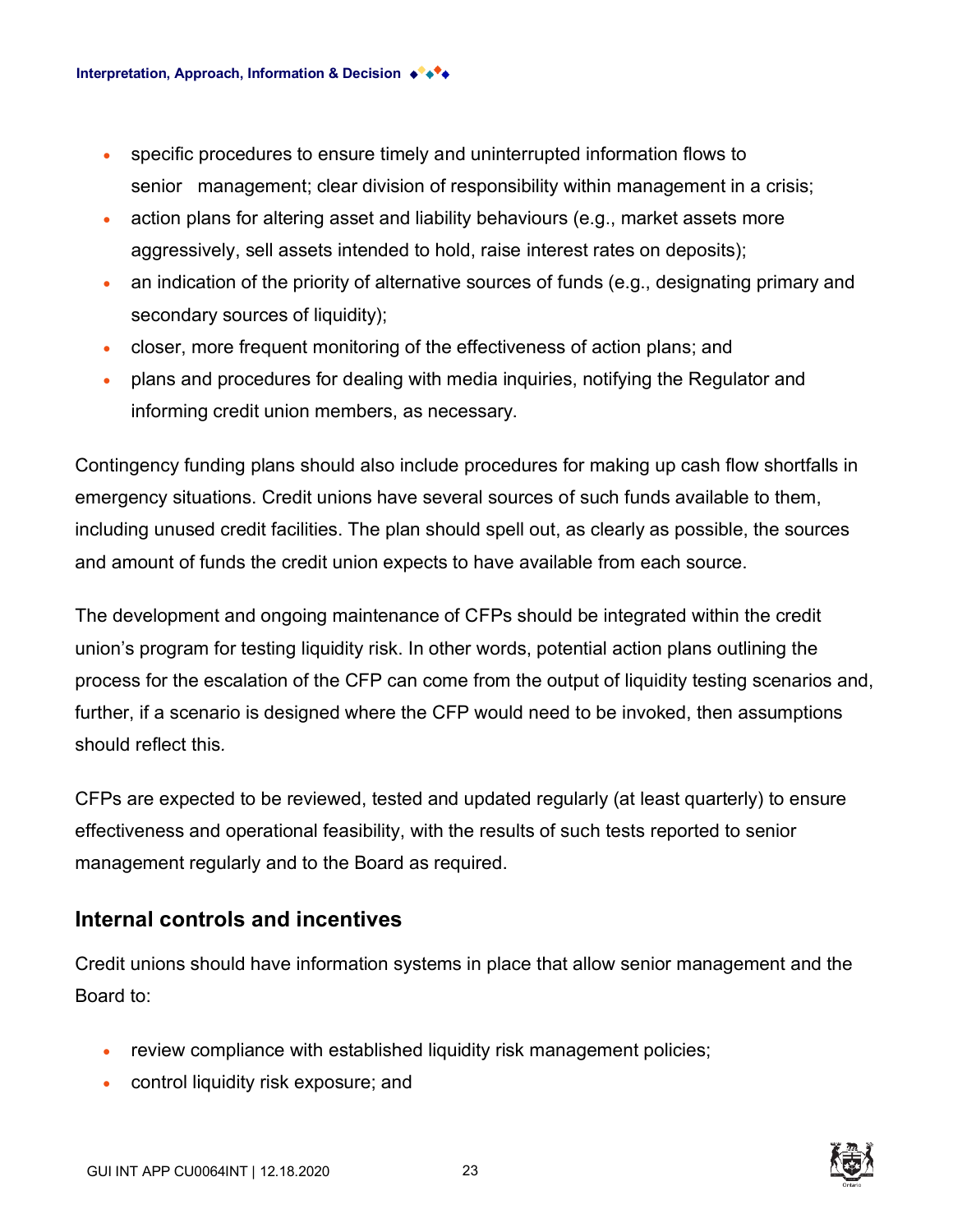- specific procedures to ensure timely and uninterrupted information flows to senior management; clear division of responsibility within management in a crisis;
- action plans for altering asset and liability behaviours (e.g., market assets more aggressively, sell assets intended to hold, raise interest rates on deposits);
- an indication of the priority of alternative sources of funds (e.g., designating primary and secondary sources of liquidity);
- closer, more frequent monitoring of the effectiveness of action plans; and
- plans and procedures for dealing with media inquiries, notifying the Regulator and informing credit union members, as necessary.

Contingency funding plans should also include procedures for making up cash flow shortfalls in emergency situations. Credit unions have several sources of such funds available to them, including unused credit facilities. The plan should spell out, as clearly as possible, the sources and amount of funds the credit union expects to have available from each source.

The development and ongoing maintenance of CFPs should be integrated within the credit union's program for testing liquidity risk. In other words, potential action plans outlining the process for the escalation of the CFP can come from the output of liquidity testing scenarios and, further, if a scenario is designed where the CFP would need to be invoked, then assumptions should reflect this.

CFPs are expected to be reviewed, tested and updated regularly (at least quarterly) to ensure effectiveness and operational feasibility, with the results of such tests reported to senior management regularly and to the Board as required.

## Internal controls and incentives

Credit unions should have information systems in place that allow senior management and the Board to:

- review compliance with established liquidity risk management policies;
- control liquidity risk exposure; and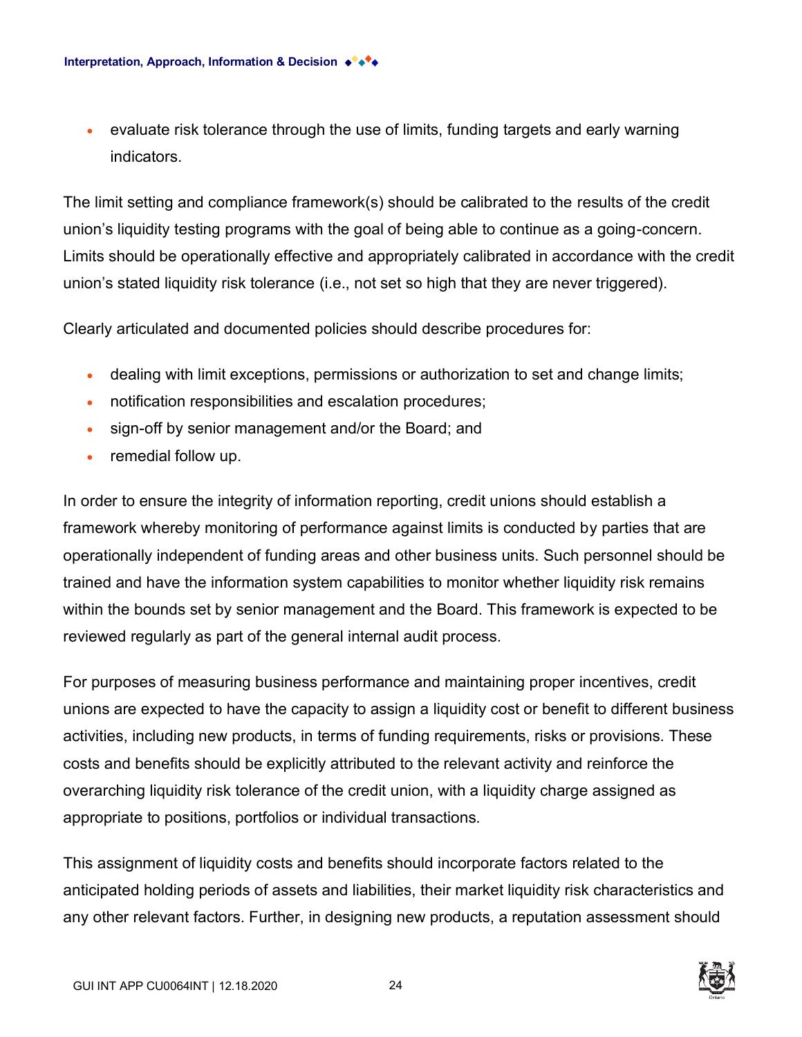- evaluate risk tolerance through the use of limits, funding targets and early warning indicators.

The limit setting and compliance framework(s) should be calibrated to the results of the credit union's liquidity testing programs with the goal of being able to continue as a going-concern. Limits should be operationally effective and appropriately calibrated in accordance with the credit union's stated liquidity risk tolerance (i.e., not set so high that they are never triggered).

Clearly articulated and documented policies should describe procedures for:

- dealing with limit exceptions, permissions or authorization to set and change limits;
- notification responsibilities and escalation procedures;
- sign-off by senior management and/or the Board; and
- remedial follow up.

In order to ensure the integrity of information reporting, credit unions should establish a framework whereby monitoring of performance against limits is conducted by parties that are operationally independent of funding areas and other business units. Such personnel should be trained and have the information system capabilities to monitor whether liquidity risk remains within the bounds set by senior management and the Board. This framework is expected to be reviewed regularly as part of the general internal audit process.

For purposes of measuring business performance and maintaining proper incentives, credit unions are expected to have the capacity to assign a liquidity cost or benefit to different business activities, including new products, in terms of funding requirements, risks or provisions. These costs and benefits should be explicitly attributed to the relevant activity and reinforce the overarching liquidity risk tolerance of the credit union, with a liquidity charge assigned as appropriate to positions, portfolios or individual transactions.

This assignment of liquidity costs and benefits should incorporate factors related to the anticipated holding periods of assets and liabilities, their market liquidity risk characteristics and any other relevant factors. Further, in designing new products, a reputation assessment should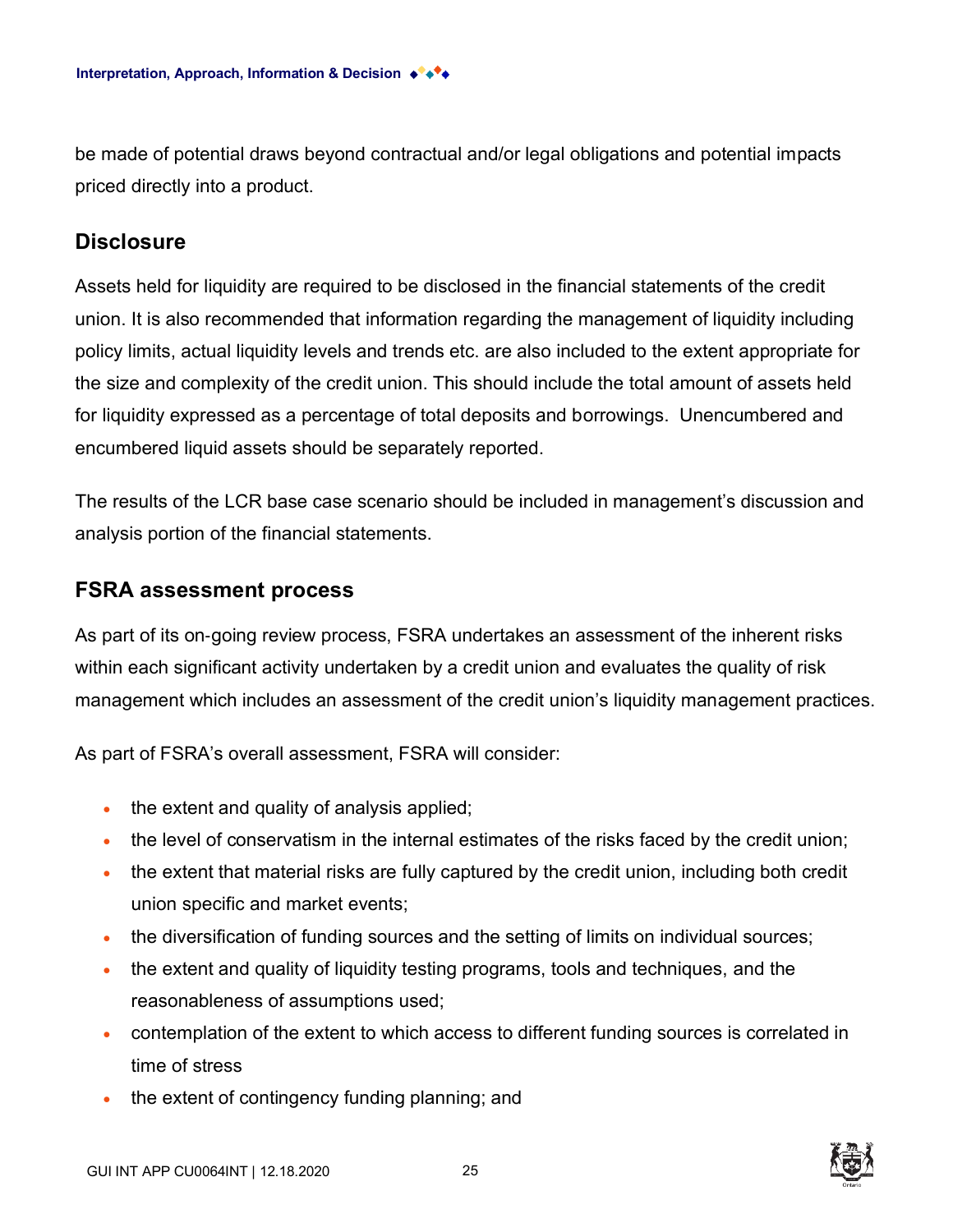be made of potential draws beyond contractual and/or legal obligations and potential impacts priced directly into a product.

## Disclosure

Assets held for liquidity are required to be disclosed in the financial statements of the credit union. It is also recommended that information regarding the management of liquidity including policy limits, actual liquidity levels and trends etc. are also included to the extent appropriate for the size and complexity of the credit union. This should include the total amount of assets held for liquidity expressed as a percentage of total deposits and borrowings. Unencumbered and encumbered liquid assets should be separately reported.

The results of the LCR base case scenario should be included in management's discussion and analysis portion of the financial statements.

## FSRA assessment process

As part of its on-going review process, FSRA undertakes an assessment of the inherent risks within each significant activity undertaken by a credit union and evaluates the quality of risk management which includes an assessment of the credit union's liquidity management practices.

As part of FSRA's overall assessment, FSRA will consider:

- the extent and quality of analysis applied;
- the level of conservatism in the internal estimates of the risks faced by the credit union;
- the extent that material risks are fully captured by the credit union, including both credit union specific and market events;
- the diversification of funding sources and the setting of limits on individual sources;
- the extent and quality of liquidity testing programs, tools and techniques, and the reasonableness of assumptions used;
- contemplation of the extent to which access to different funding sources is correlated in time of stress
- the extent of contingency funding planning; and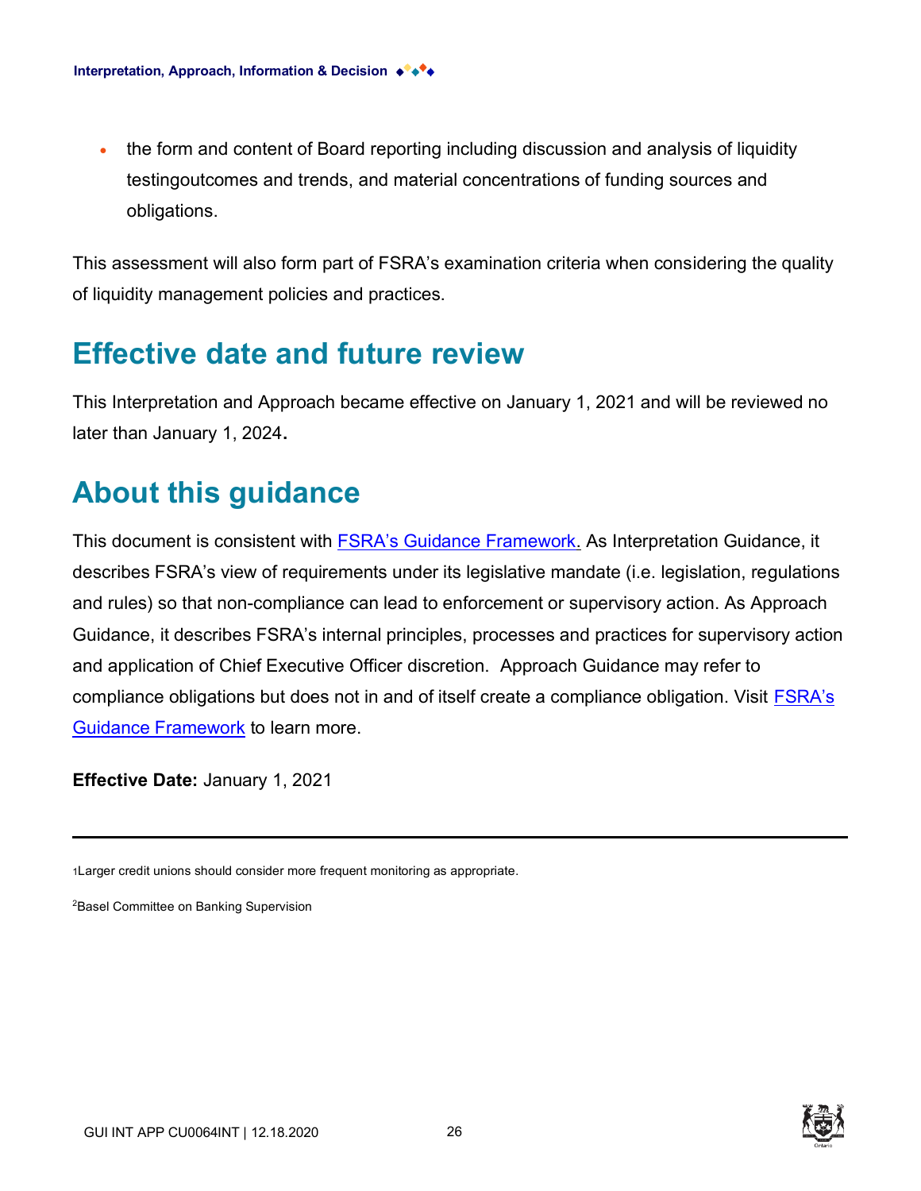- the form and content of Board reporting including discussion and analysis of liquidity testingoutcomes and trends, and material concentrations of funding sources and obligations.

This assessment will also form part of FSRA's examination criteria when considering the quality of liquidity management policies and practices.

## Effective date and future review

This Interpretation and Approach became effective on January 1, 2021 and will be reviewed no later than January 1, 2024**.**

## About this guidance

This document is consistent with FSRA's Guidance Framework. As Interpretation Guidance, it describes FSRA's view of requirements under its legislative mandate (i.e. legislation, regulations and rules) so that non-compliance can lead to enforcement or supervisory action. As Approach Guidance, it describes FSRA's internal principles, processes and practices for supervisory action and application of Chief Executive Officer discretion. Approach Guidance may refer to compliance obligations but does not in and of itself create a compliance obligation. Visit FSRA's Guidance Framework to learn more.

**Effective Date:** January 1, 2021

---

[1]Larger credit unions should consider more frequent monitoring as appropriate.

[2]Basel Committee on Banking Supervision